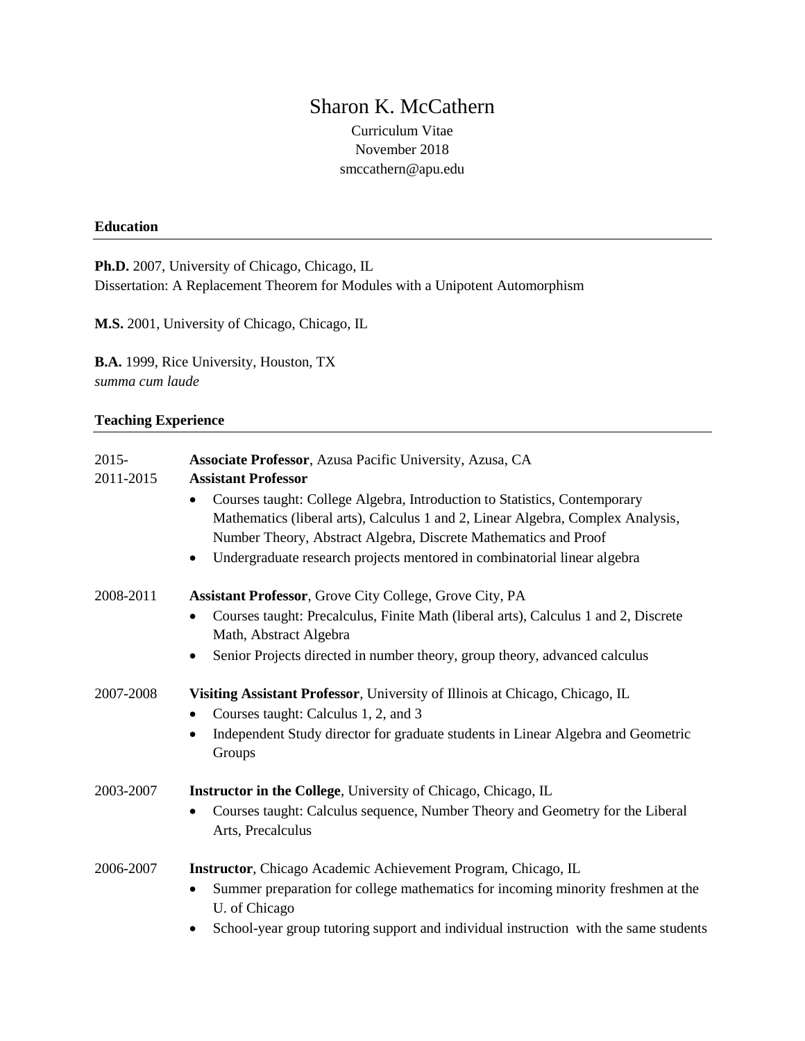# Sharon K. McCathern

Curriculum Vitae
November 2018
smccathern@apu.edu

## Education

**Ph.D.** 2007, University of Chicago, Chicago, IL
Dissertation: A Replacement Theorem for Modules with a Unipotent Automorphism

**M.S.** 2001, University of Chicago, Chicago, IL

**B.A.** 1999, Rice University, Houston, TX
*summa cum laude*

## Teaching Experience

2015- **Associate Professor**, Azusa Pacific University, Azusa, CA
2011-2015 **Assistant Professor**

- Courses taught: College Algebra, Introduction to Statistics, Contemporary Mathematics (liberal arts), Calculus 1 and 2, Linear Algebra, Complex Analysis, Number Theory, Abstract Algebra, Discrete Mathematics and Proof
- Undergraduate research projects mentored in combinatorial linear algebra

2008-2011 **Assistant Professor**, Grove City College, Grove City, PA

- Courses taught: Precalculus, Finite Math (liberal arts), Calculus 1 and 2, Discrete Math, Abstract Algebra
- Senior Projects directed in number theory, group theory, advanced calculus

2007-2008 **Visiting Assistant Professor**, University of Illinois at Chicago, Chicago, IL

- Courses taught: Calculus 1, 2, and 3
- Independent Study director for graduate students in Linear Algebra and Geometric Groups

2003-2007 **Instructor in the College**, University of Chicago, Chicago, IL

- Courses taught: Calculus sequence, Number Theory and Geometry for the Liberal Arts, Precalculus

2006-2007 **Instructor**, Chicago Academic Achievement Program, Chicago, IL

- Summer preparation for college mathematics for incoming minority freshmen at the U. of Chicago
- School-year group tutoring support and individual instruction with the same students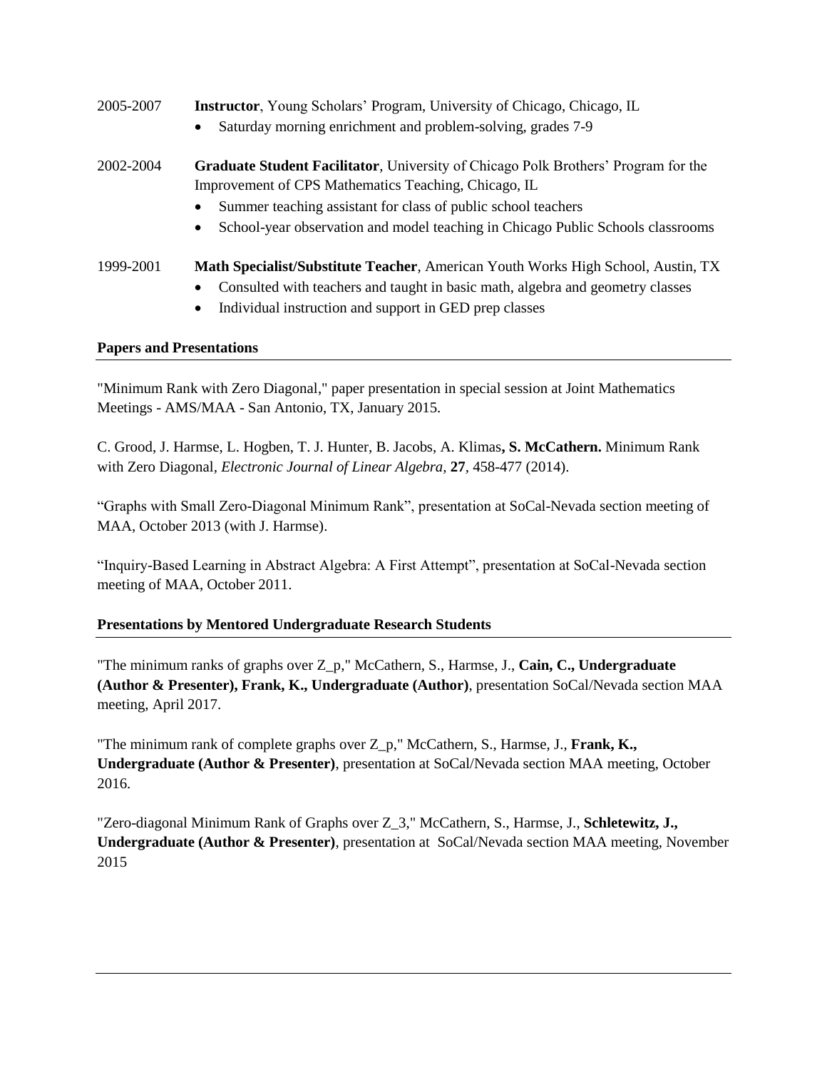2005-2007 **Instructor**, Young Scholars' Program, University of Chicago, Chicago, IL

- Saturday morning enrichment and problem-solving, grades 7-9

2002-2004 **Graduate Student Facilitator**, University of Chicago Polk Brothers' Program for the Improvement of CPS Mathematics Teaching, Chicago, IL

- Summer teaching assistant for class of public school teachers
- School-year observation and model teaching in Chicago Public Schools classrooms

1999-2001 **Math Specialist/Substitute Teacher**, American Youth Works High School, Austin, TX

- Consulted with teachers and taught in basic math, algebra and geometry classes
- Individual instruction and support in GED prep classes

## Papers and Presentations

"Minimum Rank with Zero Diagonal," paper presentation in special session at Joint Mathematics Meetings - AMS/MAA - San Antonio, TX, January 2015.

C. Grood, J. Harmse, L. Hogben, T. J. Hunter, B. Jacobs, A. Klimas**, S. McCathern.** Minimum Rank with Zero Diagonal, *Electronic Journal of Linear Algebra,* **27**, 458-477 (2014).

"Graphs with Small Zero-Diagonal Minimum Rank", presentation at SoCal-Nevada section meeting of MAA, October 2013 (with J. Harmse).

"Inquiry-Based Learning in Abstract Algebra: A First Attempt", presentation at SoCal-Nevada section meeting of MAA, October 2011.

## Presentations by Mentored Undergraduate Research Students

"The minimum ranks of graphs over Z_p," McCathern, S., Harmse, J., **Cain, C., Undergraduate (Author & Presenter), Frank, K., Undergraduate (Author)**, presentation SoCal/Nevada section MAA meeting, April 2017.

"The minimum rank of complete graphs over Z_p," McCathern, S., Harmse, J., **Frank, K., Undergraduate (Author & Presenter)**, presentation at SoCal/Nevada section MAA meeting, October 2016.

"Zero-diagonal Minimum Rank of Graphs over Z_3," McCathern, S., Harmse, J., **Schletewitz, J., Undergraduate (Author & Presenter)**, presentation at SoCal/Nevada section MAA meeting, November 2015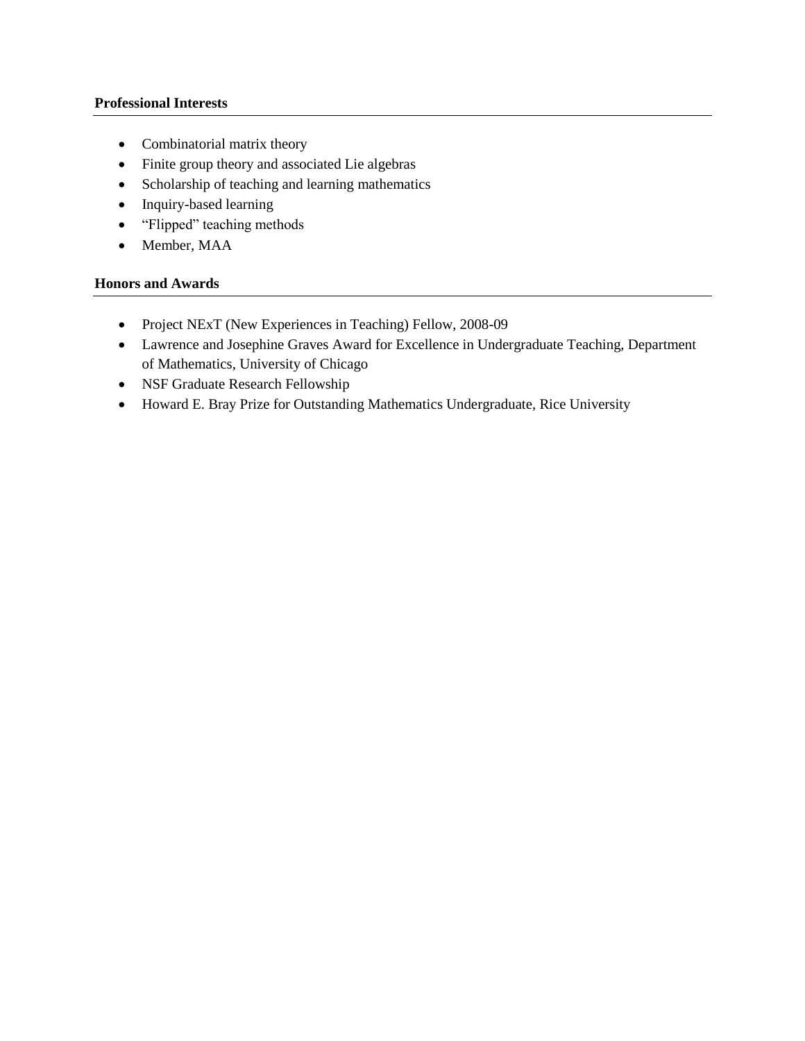## Professional Interests

- Combinatorial matrix theory
- Finite group theory and associated Lie algebras
- Scholarship of teaching and learning mathematics
- Inquiry-based learning
- "Flipped" teaching methods
- Member, MAA

## Honors and Awards

- Project NExT (New Experiences in Teaching) Fellow, 2008-09
- Lawrence and Josephine Graves Award for Excellence in Undergraduate Teaching, Department of Mathematics, University of Chicago
- NSF Graduate Research Fellowship
- Howard E. Bray Prize for Outstanding Mathematics Undergraduate, Rice University